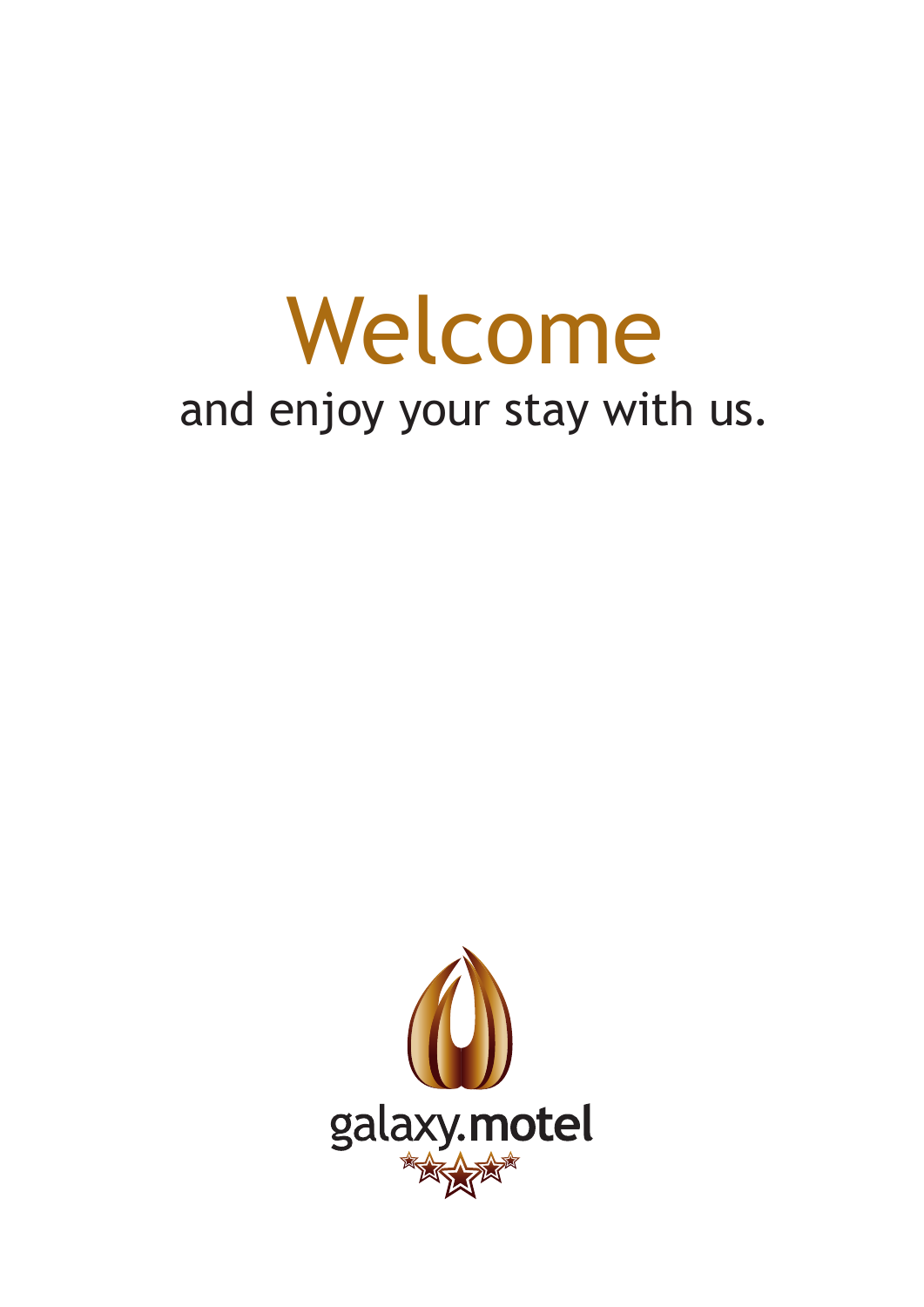# Welcome

and enjoy your stay with us.

galaxy.motel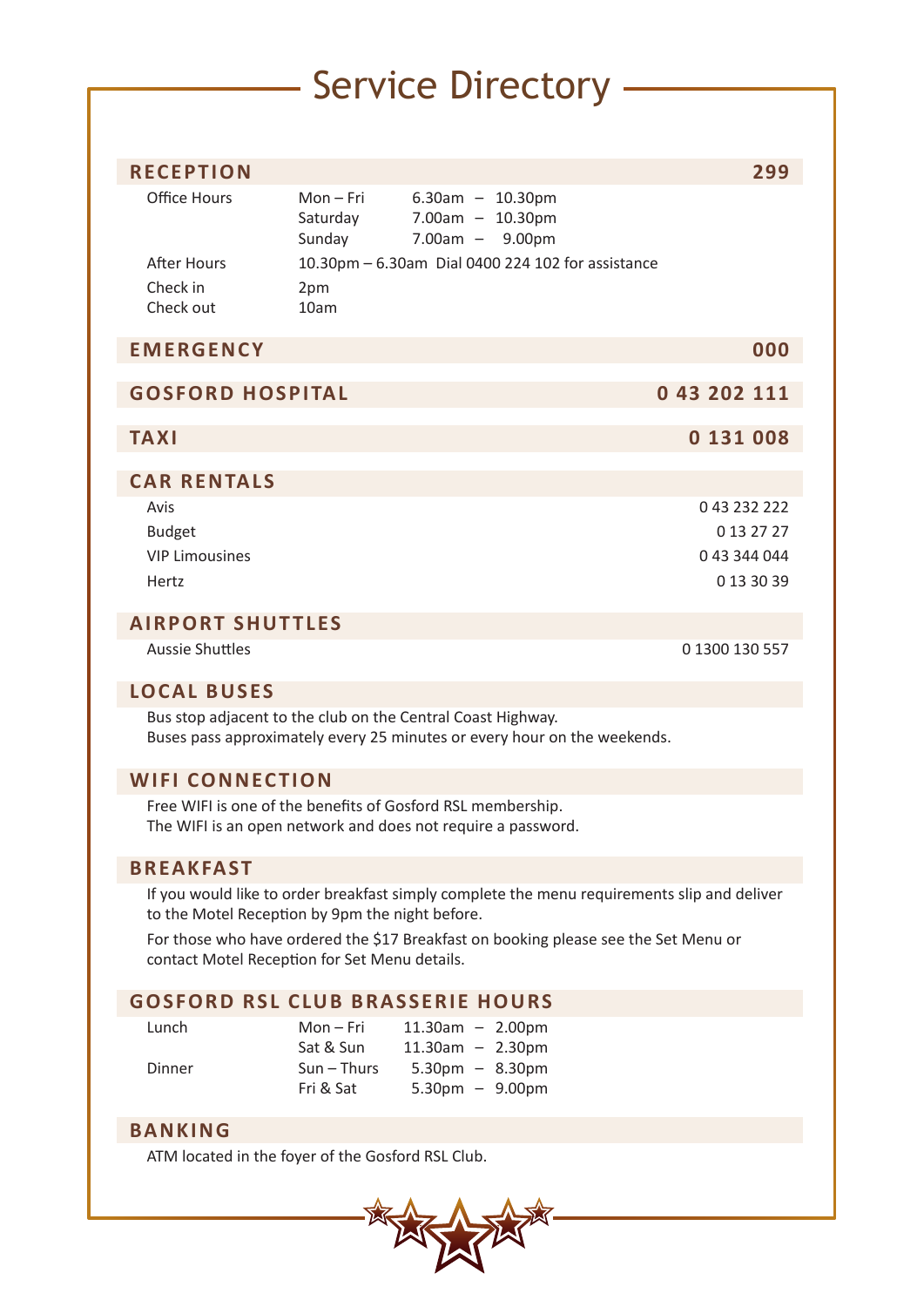# Service Directory

## RECEPTION — 299

| | | |
|---|---|---|
| Office Hours | Mon – Fri | 6.30am – 10.30pm |
| | Saturday | 7.00am – 10.30pm |
| | Sunday | 7.00am – 9.00pm |
| After Hours | 10.30pm – 6.30am Dial 0400 224 102 for assistance | |
| Check in | 2pm | |
| Check out | 10am | |

## EMERGENCY — 000

## GOSFORD HOSPITAL — 0 43 202 111

## TAXI — 0 131 008

## CAR RENTALS

| | |
|---|---|
| Avis | 0 43 232 222 |
| Budget | 0 13 27 27 |
| VIP Limousines | 0 43 344 044 |
| Hertz | 0 13 30 39 |

## AIRPORT SHUTTLES

| | |
|---|---|
| Aussie Shuttles | 0 1300 130 557 |

## LOCAL BUSES

Bus stop adjacent to the club on the Central Coast Highway.
Buses pass approximately every 25 minutes or every hour on the weekends.

## WIFI CONNECTION

Free WIFI is one of the benefits of Gosford RSL membership.
The WIFI is an open network and does not require a password.

## BREAKFAST

If you would like to order breakfast simply complete the menu requirements slip and deliver to the Motel Reception by 9pm the night before.

For those who have ordered the $17 Breakfast on booking please see the Set Menu or contact Motel Reception for Set Menu details.

## GOSFORD RSL CLUB BRASSERIE HOURS

| | | |
|---|---|---|
| Lunch | Mon – Fri | 11.30am – 2.00pm |
| | Sat & Sun | 11.30am – 2.30pm |
| Dinner | Sun – Thurs | 5.30pm – 8.30pm |
| | Fri & Sat | 5.30pm – 9.00pm |

## BANKING

ATM located in the foyer of the Gosford RSL Club.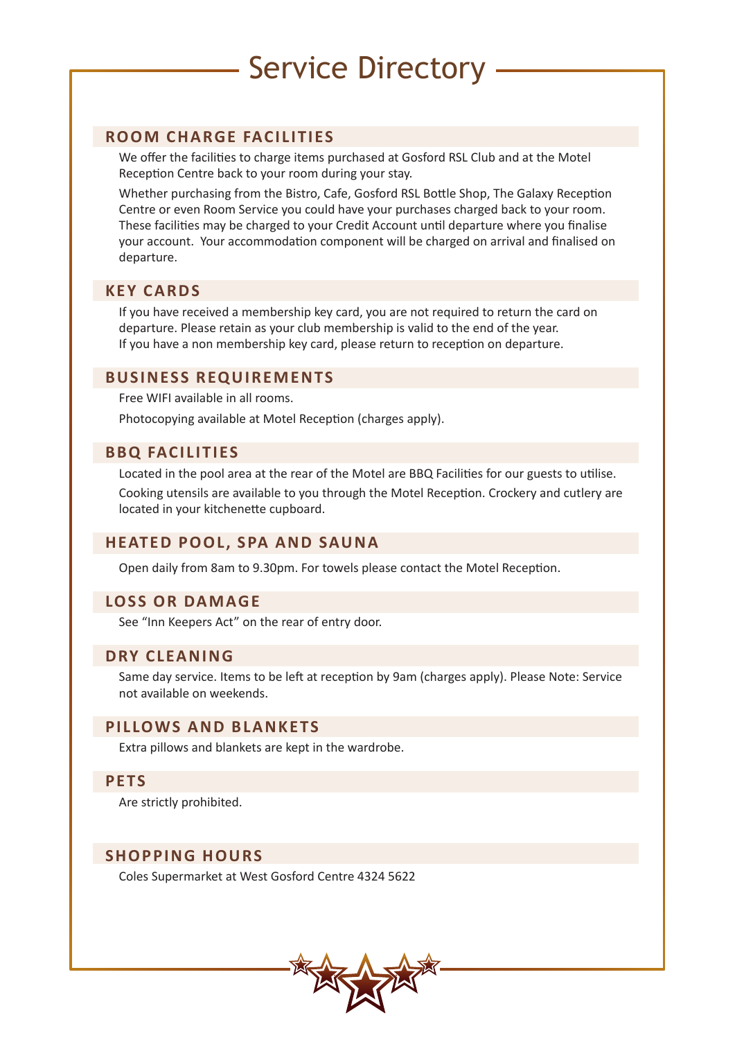# Service Directory

## ROOM CHARGE FACILITIES

We offer the facilities to charge items purchased at Gosford RSL Club and at the Motel Reception Centre back to your room during your stay.

Whether purchasing from the Bistro, Cafe, Gosford RSL Bottle Shop, The Galaxy Reception Centre or even Room Service you could have your purchases charged back to your room. These facilities may be charged to your Credit Account until departure where you finalise your account. Your accommodation component will be charged on arrival and finalised on departure.

## KEY CARDS

If you have received a membership key card, you are not required to return the card on departure. Please retain as your club membership is valid to the end of the year.
If you have a non membership key card, please return to reception on departure.

## BUSINESS REQUIREMENTS

Free WIFI available in all rooms.

Photocopying available at Motel Reception (charges apply).

## BBQ FACILITIES

Located in the pool area at the rear of the Motel are BBQ Facilities for our guests to utilise.

Cooking utensils are available to you through the Motel Reception. Crockery and cutlery are located in your kitchenette cupboard.

## HEATED POOL, SPA AND SAUNA

Open daily from 8am to 9.30pm. For towels please contact the Motel Reception.

## LOSS OR DAMAGE

See "Inn Keepers Act" on the rear of entry door.

## DRY CLEANING

Same day service. Items to be left at reception by 9am (charges apply). Please Note: Service not available on weekends.

## PILLOWS AND BLANKETS

Extra pillows and blankets are kept in the wardrobe.

## PETS

Are strictly prohibited.

## SHOPPING HOURS

Coles Supermarket at West Gosford Centre 4324 5622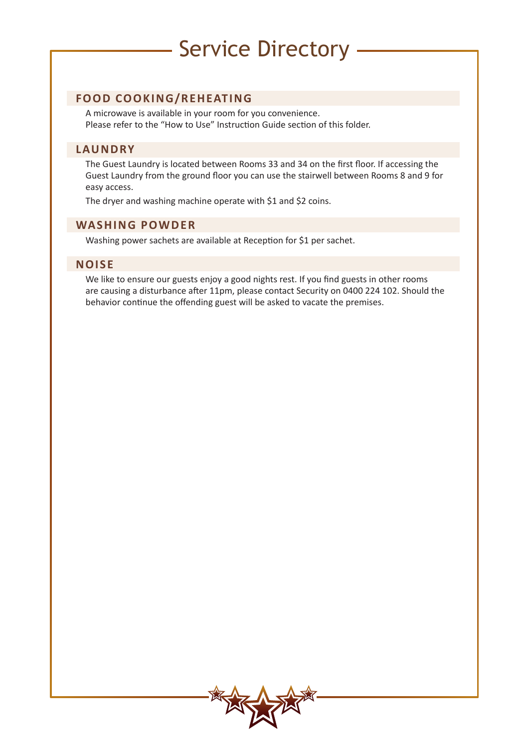# Service Directory

## FOOD COOKING/REHEATING

A microwave is available in your room for you convenience.
Please refer to the "How to Use" Instruction Guide section of this folder.

## LAUNDRY

The Guest Laundry is located between Rooms 33 and 34 on the first floor. If accessing the Guest Laundry from the ground floor you can use the stairwell between Rooms 8 and 9 for easy access.

The dryer and washing machine operate with $1 and $2 coins.

## WASHING POWDER

Washing power sachets are available at Reception for $1 per sachet.

## NOISE

We like to ensure our guests enjoy a good nights rest. If you find guests in other rooms are causing a disturbance after 11pm, please contact Security on 0400 224 102. Should the behavior continue the offending guest will be asked to vacate the premises.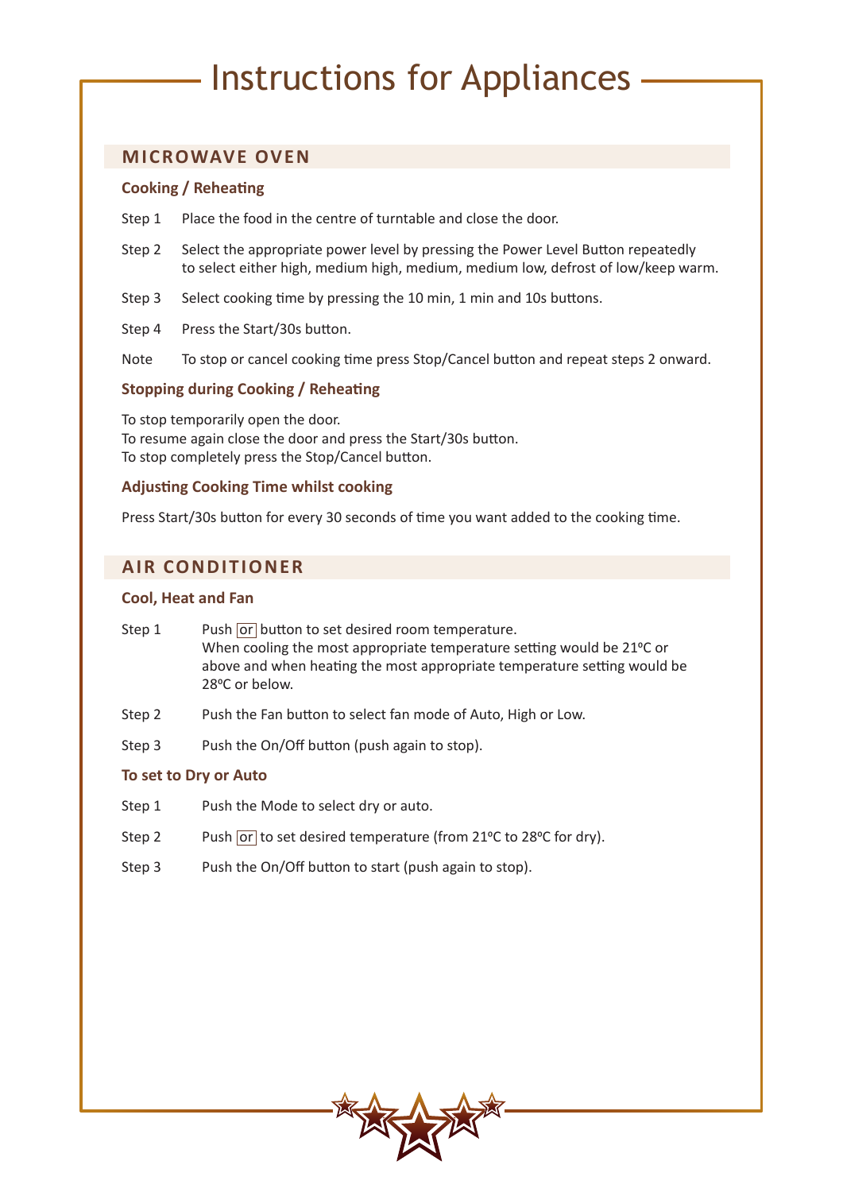# Instructions for Appliances

## MICROWAVE OVEN

### Cooking / Reheating

Step 1 Place the food in the centre of turntable and close the door.

Step 2 Select the appropriate power level by pressing the Power Level Button repeatedly to select either high, medium high, medium, medium low, defrost of low/keep warm.

Step 3 Select cooking time by pressing the 10 min, 1 min and 10s buttons.

Step 4 Press the Start/30s button.

Note To stop or cancel cooking time press Stop/Cancel button and repeat steps 2 onward.

### Stopping during Cooking / Reheating

To stop temporarily open the door.
To resume again close the door and press the Start/30s button.
To stop completely press the Stop/Cancel button.

### Adjusting Cooking Time whilst cooking

Press Start/30s button for every 30 seconds of time you want added to the cooking time.

## AIR CONDITIONER

### Cool, Heat and Fan

Step 1 Push [or] button to set desired room temperature.
When cooling the most appropriate temperature setting would be 21ºC or above and when heating the most appropriate temperature setting would be 28ºC or below.

Step 2 Push the Fan button to select fan mode of Auto, High or Low.

Step 3 Push the On/Off button (push again to stop).

### To set to Dry or Auto

Step 1 Push the Mode to select dry or auto.

Step 2 Push [or] to set desired temperature (from 21ºC to 28ºC for dry).

Step 3 Push the On/Off button to start (push again to stop).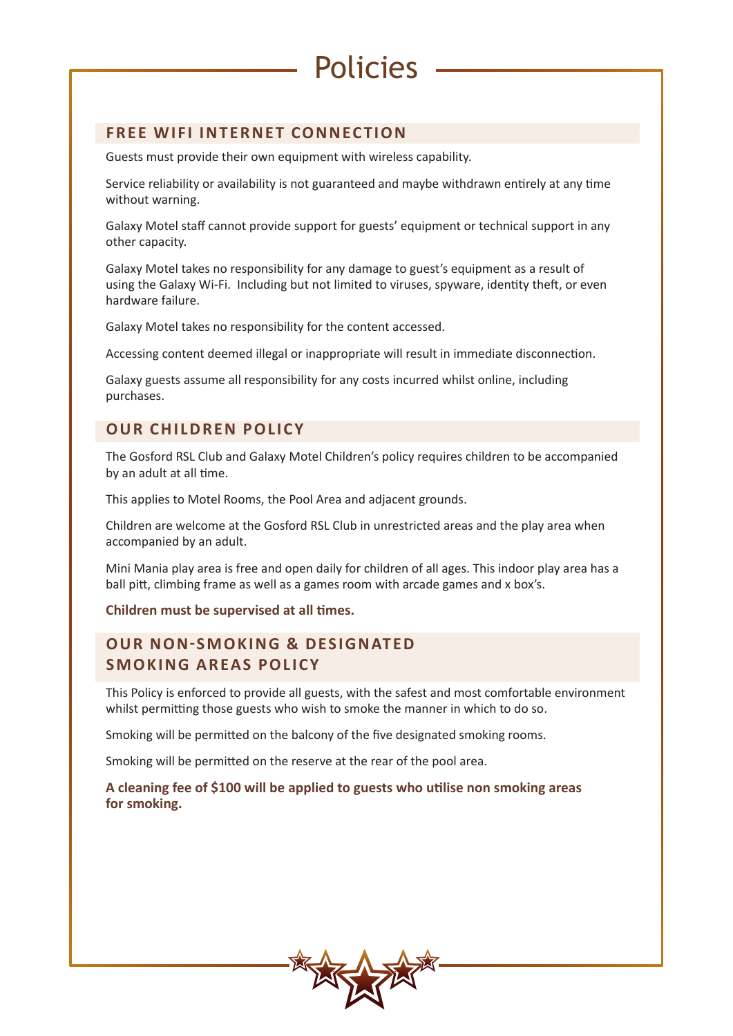# Policies

## FREE WIFI INTERNET CONNECTION

Guests must provide their own equipment with wireless capability.

Service reliability or availability is not guaranteed and maybe withdrawn entirely at any time without warning.

Galaxy Motel staff cannot provide support for guests' equipment or technical support in any other capacity.

Galaxy Motel takes no responsibility for any damage to guest's equipment as a result of using the Galaxy Wi-Fi. Including but not limited to viruses, spyware, identity theft, or even hardware failure.

Galaxy Motel takes no responsibility for the content accessed.

Accessing content deemed illegal or inappropriate will result in immediate disconnection.

Galaxy guests assume all responsibility for any costs incurred whilst online, including purchases.

## OUR CHILDREN POLICY

The Gosford RSL Club and Galaxy Motel Children's policy requires children to be accompanied by an adult at all time.

This applies to Motel Rooms, the Pool Area and adjacent grounds.

Children are welcome at the Gosford RSL Club in unrestricted areas and the play area when accompanied by an adult.

Mini Mania play area is free and open daily for children of all ages. This indoor play area has a ball pitt, climbing frame as well as a games room with arcade games and x box's.

**Children must be supervised at all times.**

## OUR NON-SMOKING & DESIGNATED SMOKING AREAS POLICY

This Policy is enforced to provide all guests, with the safest and most comfortable environment whilst permitting those guests who wish to smoke the manner in which to do so.

Smoking will be permitted on the balcony of the five designated smoking rooms.

Smoking will be permitted on the reserve at the rear of the pool area.

**A cleaning fee of $100 will be applied to guests who utilise non smoking areas for smoking.**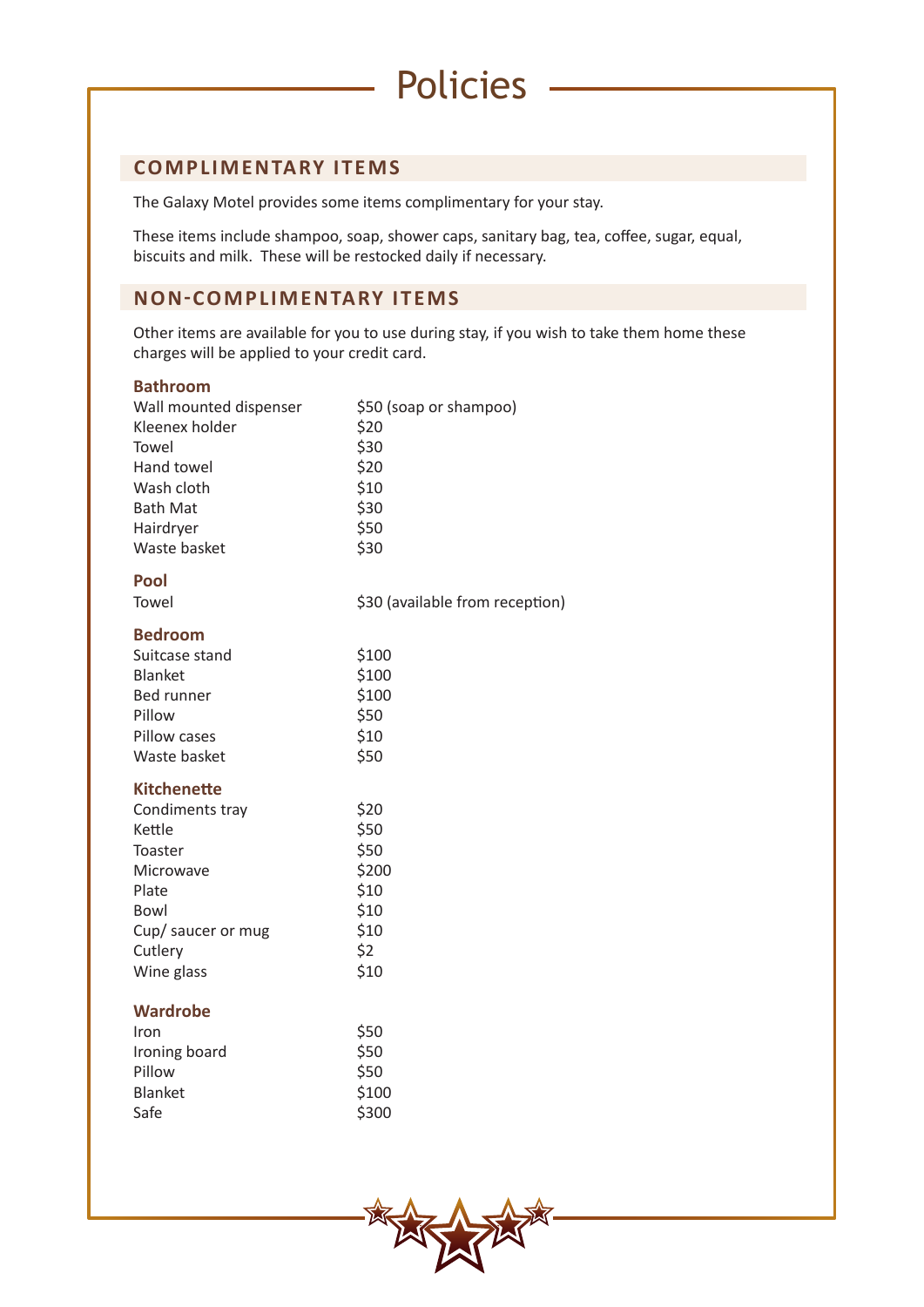# Policies

## COMPLIMENTARY ITEMS

The Galaxy Motel provides some items complimentary for your stay.

These items include shampoo, soap, shower caps, sanitary bag, tea, coffee, sugar, equal, biscuits and milk. These will be restocked daily if necessary.

## NON-COMPLIMENTARY ITEMS

Other items are available for you to use during stay, if you wish to take them home these charges will be applied to your credit card.

### Bathroom

| | |
|---|---|
| Wall mounted dispenser | $50 (soap or shampoo) |
| Kleenex holder | $20 |
| Towel | $30 |
| Hand towel | $20 |
| Wash cloth | $10 |
| Bath Mat | $30 |
| Hairdryer | $50 |
| Waste basket | $30 |

### Pool

| | |
|---|---|
| Towel | $30 (available from reception) |

### Bedroom

| | |
|---|---|
| Suitcase stand | $100 |
| Blanket | $100 |
| Bed runner | $100 |
| Pillow | $50 |
| Pillow cases | $10 |
| Waste basket | $50 |

### Kitchenette

| | |
|---|---|
| Condiments tray | $20 |
| Kettle | $50 |
| Toaster | $50 |
| Microwave | $200 |
| Plate | $10 |
| Bowl | $10 |
| Cup/ saucer or mug | $10 |
| Cutlery | $2 |
| Wine glass | $10 |

### Wardrobe

| | |
|---|---|
| Iron | $50 |
| Ironing board | $50 |
| Pillow | $50 |
| Blanket | $100 |
| Safe | $300 |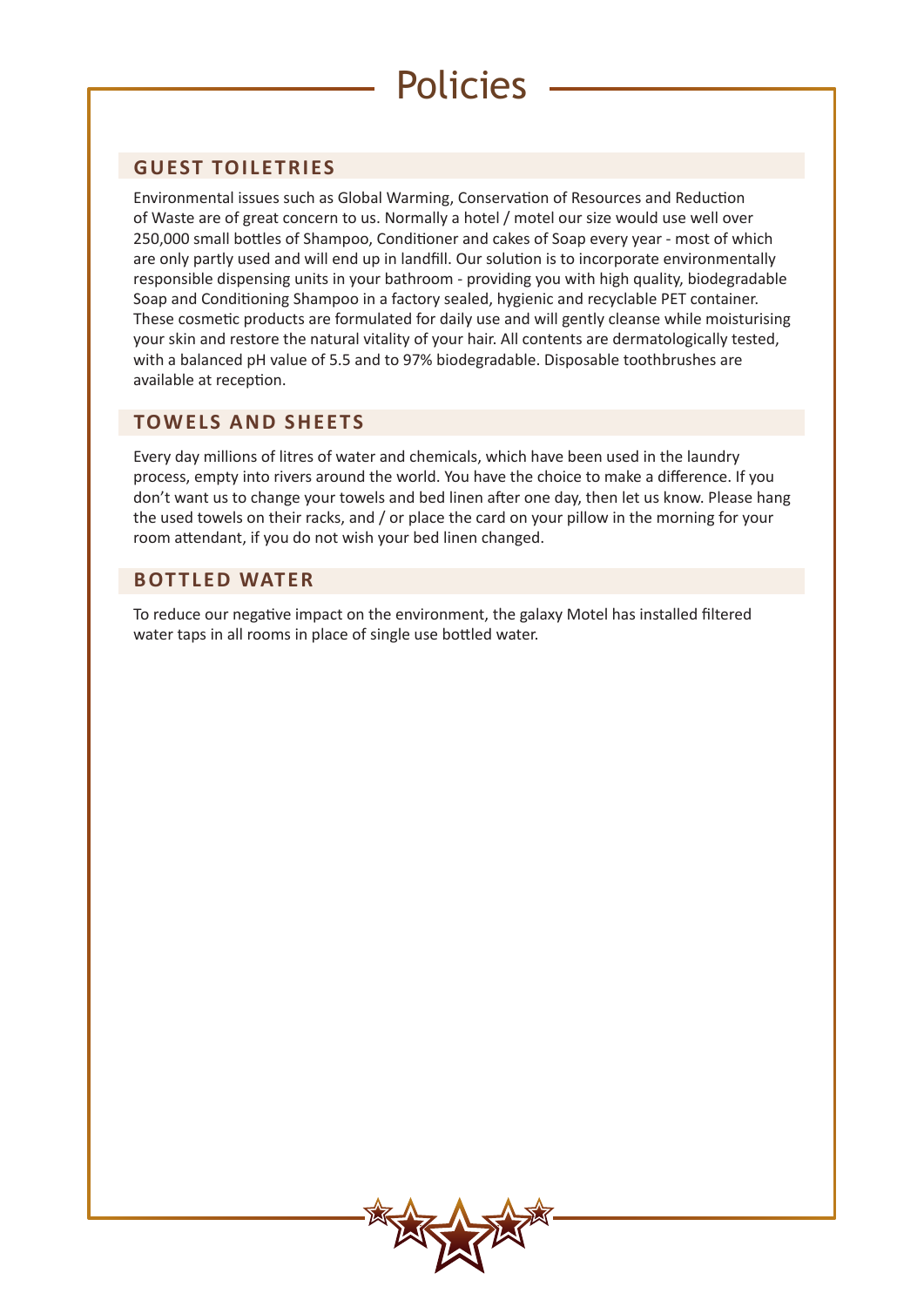# Policies

## GUEST TOILETRIES

Environmental issues such as Global Warming, Conservation of Resources and Reduction of Waste are of great concern to us. Normally a hotel / motel our size would use well over 250,000 small bottles of Shampoo, Conditioner and cakes of Soap every year - most of which are only partly used and will end up in landfill. Our solution is to incorporate environmentally responsible dispensing units in your bathroom - providing you with high quality, biodegradable Soap and Conditioning Shampoo in a factory sealed, hygienic and recyclable PET container. These cosmetic products are formulated for daily use and will gently cleanse while moisturising your skin and restore the natural vitality of your hair. All contents are dermatologically tested, with a balanced pH value of 5.5 and to 97% biodegradable. Disposable toothbrushes are available at reception.

## TOWELS AND SHEETS

Every day millions of litres of water and chemicals, which have been used in the laundry process, empty into rivers around the world. You have the choice to make a difference. If you don't want us to change your towels and bed linen after one day, then let us know. Please hang the used towels on their racks, and / or place the card on your pillow in the morning for your room attendant, if you do not wish your bed linen changed.

## BOTTLED WATER

To reduce our negative impact on the environment, the galaxy Motel has installed filtered water taps in all rooms in place of single use bottled water.